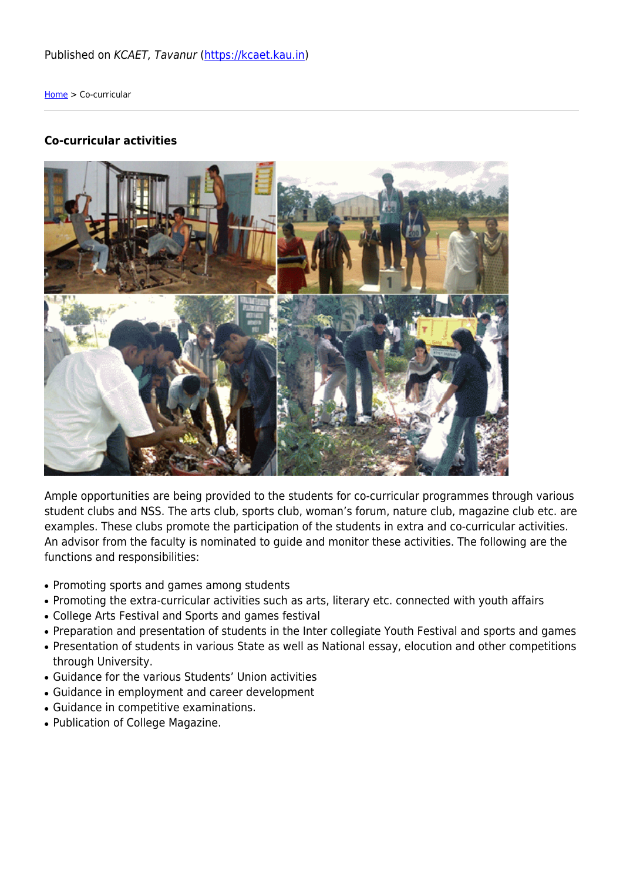Published on *KCAET, Tavanur* (https://kcaet.kau.in)

Home > Co-curricular

### Co-curricular activities

Ample opportunities are being provided to the students for co-curricular programmes through various student clubs and NSS. The arts club, sports club, woman's forum, nature club, magazine club etc. are examples. These clubs promote the participation of the students in extra and co-curricular activities. An advisor from the faculty is nominated to guide and monitor these activities. The following are the functions and responsibilities:

- Promoting sports and games among students
- Promoting the extra-curricular activities such as arts, literary etc. connected with youth affairs
- College Arts Festival and Sports and games festival
- Preparation and presentation of students in the Inter collegiate Youth Festival and sports and games
- Presentation of students in various State as well as National essay, elocution and other competitions through University.
- Guidance for the various Students' Union activities
- Guidance in employment and career development
- Guidance in competitive examinations.
- Publication of College Magazine.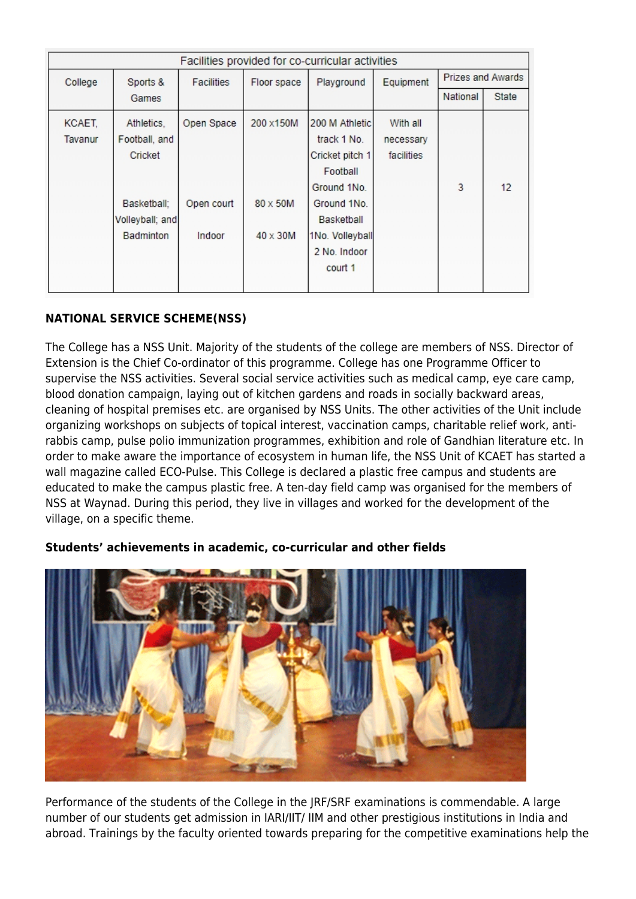| Facilities provided for co-curricular activities | | | | | | | |
|---|---|---|---|---|---|---|---|
| College | Sports & Games | Facilities | Floor space | Playground | Equipment | Prizes and Awards | |
| | | | | | | National | State |
| KCAET, Tavanur | Athletics, Football, and Cricket<br><br>Basketball; Volleyball; and Badminton | Open Space<br><br>Open court<br><br>Indoor | 200 x150M<br><br>80 x 50M<br><br>40 x 30M | 200 M Athletic track 1 No. Cricket pitch 1 Football Ground 1No. Ground 1No. Basketball 1No. Volleyball 2 No. Indoor court 1 | With all necessary facilities | 3 | 12 |

**NATIONAL SERVICE SCHEME(NSS)**

The College has a NSS Unit. Majority of the students of the college are members of NSS. Director of Extension is the Chief Co-ordinator of this programme. College has one Programme Officer to supervise the NSS activities. Several social service activities such as medical camp, eye care camp, blood donation campaign, laying out of kitchen gardens and roads in socially backward areas, cleaning of hospital premises etc. are organised by NSS Units. The other activities of the Unit include organizing workshops on subjects of topical interest, vaccination camps, charitable relief work, anti-rabbis camp, pulse polio immunization programmes, exhibition and role of Gandhian literature etc. In order to make aware the importance of ecosystem in human life, the NSS Unit of KCAET has started a wall magazine called ECO-Pulse. This College is declared a plastic free campus and students are educated to make the campus plastic free. A ten-day field camp was organised for the members of NSS at Waynad. During this period, they live in villages and worked for the development of the village, on a specific theme.

**Students' achievements in academic, co-curricular and other fields**

Performance of the students of the College in the JRF/SRF examinations is commendable. A large number of our students get admission in IARI/IIT/ IIM and other prestigious institutions in India and abroad. Trainings by the faculty oriented towards preparing for the competitive examinations help the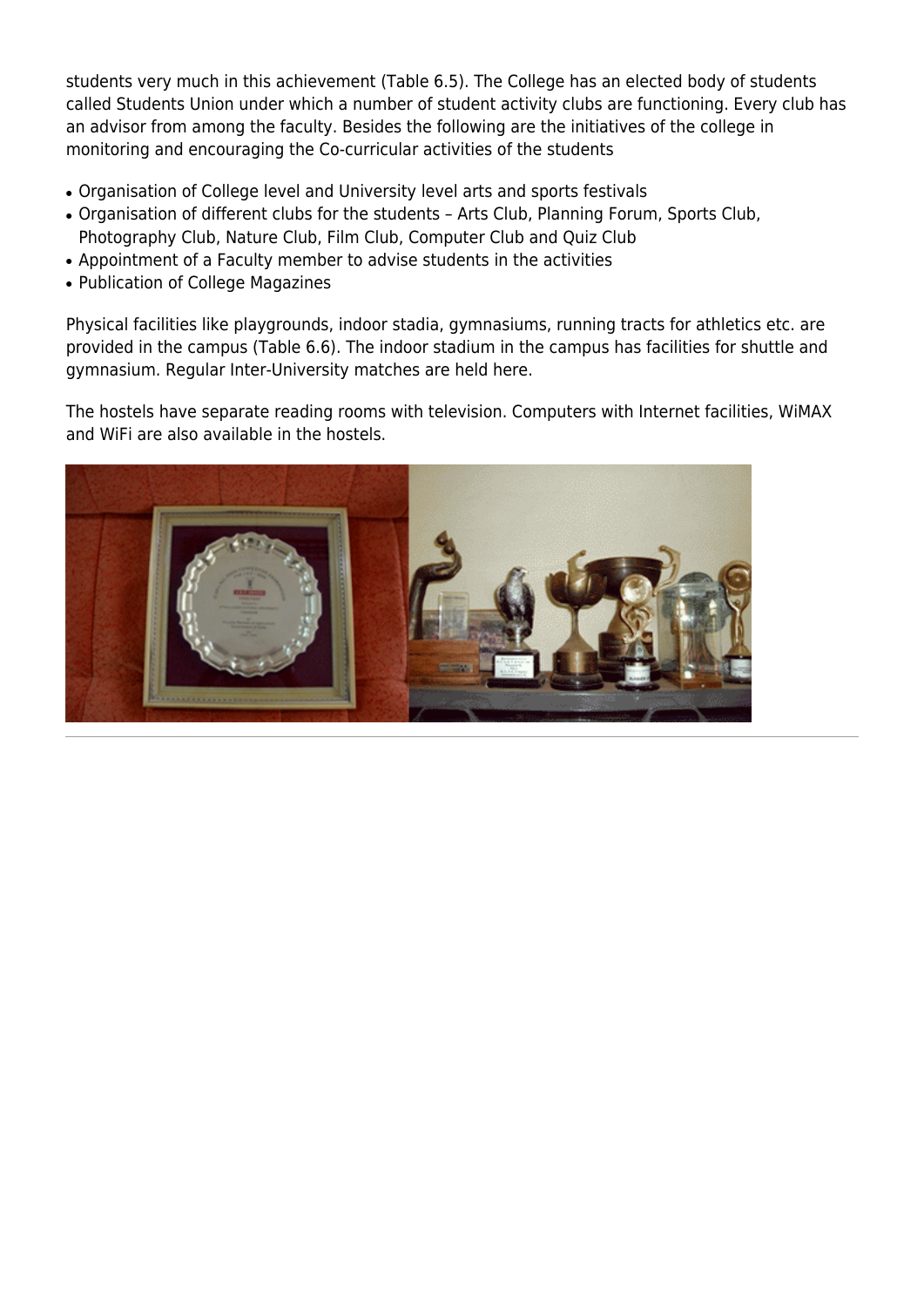students very much in this achievement (Table 6.5). The College has an elected body of students called Students Union under which a number of student activity clubs are functioning. Every club has an advisor from among the faculty. Besides the following are the initiatives of the college in monitoring and encouraging the Co-curricular activities of the students

- Organisation of College level and University level arts and sports festivals
- Organisation of different clubs for the students – Arts Club, Planning Forum, Sports Club, Photography Club, Nature Club, Film Club, Computer Club and Quiz Club
- Appointment of a Faculty member to advise students in the activities
- Publication of College Magazines

Physical facilities like playgrounds, indoor stadia, gymnasiums, running tracts for athletics etc. are provided in the campus (Table 6.6). The indoor stadium in the campus has facilities for shuttle and gymnasium. Regular Inter-University matches are held here.

The hostels have separate reading rooms with television. Computers with Internet facilities, WiMAX and WiFi are also available in the hostels.